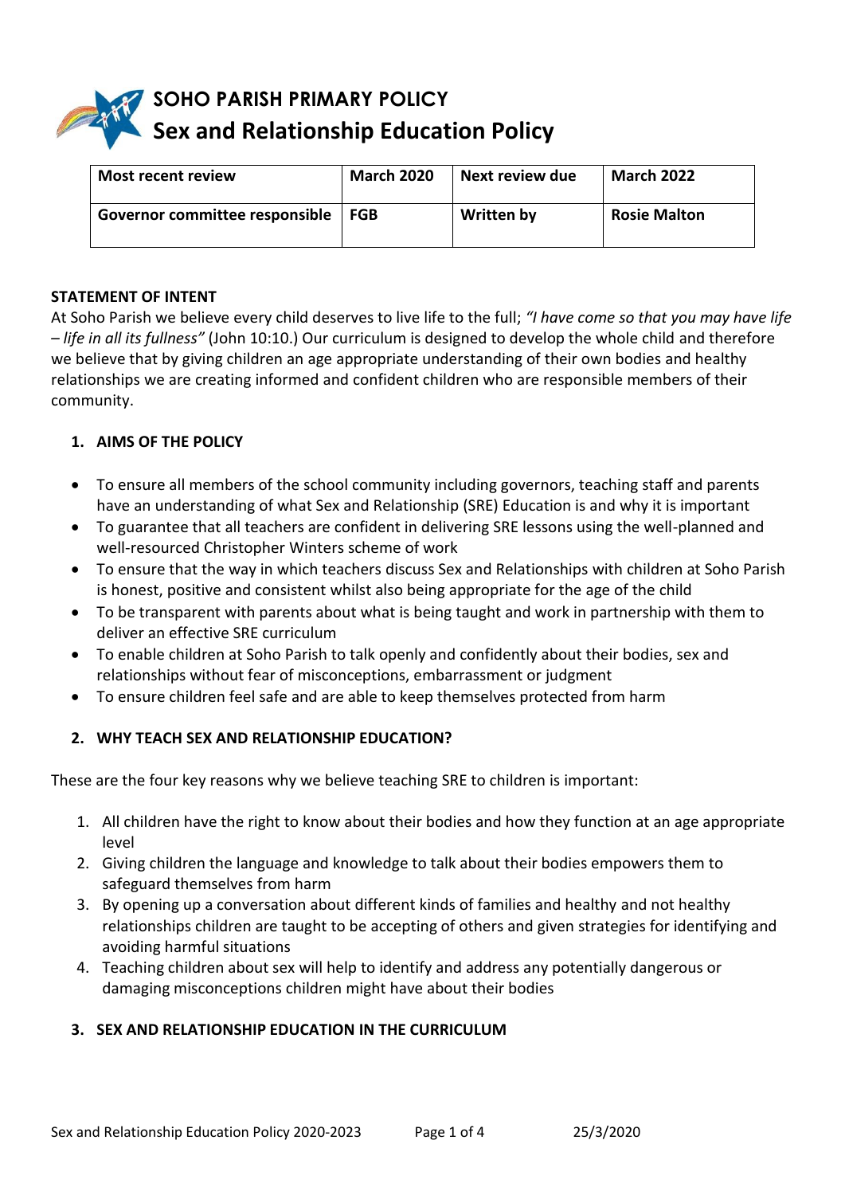# SOHO PARISH PRIMARY POLICY
# Sex and Relationship Education Policy

| Most recent review | March 2020 | Next review due | March 2022 |
| --- | --- | --- | --- |
| Governor committee responsible | FGB | Written by | Rosie Malton |

**STATEMENT OF INTENT**

At Soho Parish we believe every child deserves to live life to the full; *"I have come so that you may have life – life in all its fullness"* (John 10:10.) Our curriculum is designed to develop the whole child and therefore we believe that by giving children an age appropriate understanding of their own bodies and healthy relationships we are creating informed and confident children who are responsible members of their community.

## 1. AIMS OF THE POLICY

- To ensure all members of the school community including governors, teaching staff and parents have an understanding of what Sex and Relationship (SRE) Education is and why it is important
- To guarantee that all teachers are confident in delivering SRE lessons using the well-planned and well-resourced Christopher Winters scheme of work
- To ensure that the way in which teachers discuss Sex and Relationships with children at Soho Parish is honest, positive and consistent whilst also being appropriate for the age of the child
- To be transparent with parents about what is being taught and work in partnership with them to deliver an effective SRE curriculum
- To enable children at Soho Parish to talk openly and confidently about their bodies, sex and relationships without fear of misconceptions, embarrassment or judgment
- To ensure children feel safe and are able to keep themselves protected from harm

## 2. WHY TEACH SEX AND RELATIONSHIP EDUCATION?

These are the four key reasons why we believe teaching SRE to children is important:

1. All children have the right to know about their bodies and how they function at an age appropriate level
2. Giving children the language and knowledge to talk about their bodies empowers them to safeguard themselves from harm
3. By opening up a conversation about different kinds of families and healthy and not healthy relationships children are taught to be accepting of others and given strategies for identifying and avoiding harmful situations
4. Teaching children about sex will help to identify and address any potentially dangerous or damaging misconceptions children might have about their bodies

## 3. SEX AND RELATIONSHIP EDUCATION IN THE CURRICULUM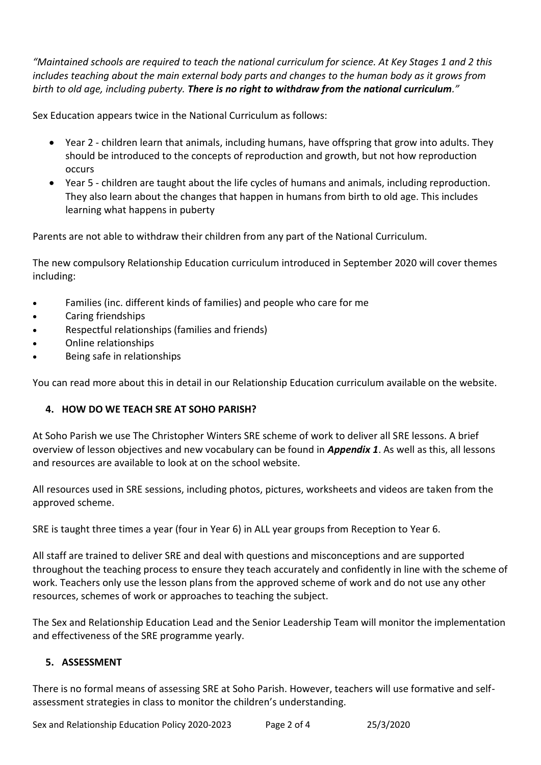*"Maintained schools are required to teach the national curriculum for science. At Key Stages 1 and 2 this includes teaching about the main external body parts and changes to the human body as it grows from birth to old age, including puberty.* ***There is no right to withdraw from the national curriculum****."*

Sex Education appears twice in the National Curriculum as follows:

- Year 2 - children learn that animals, including humans, have offspring that grow into adults. They should be introduced to the concepts of reproduction and growth, but not how reproduction occurs
- Year 5 - children are taught about the life cycles of humans and animals, including reproduction. They also learn about the changes that happen in humans from birth to old age. This includes learning what happens in puberty

Parents are not able to withdraw their children from any part of the National Curriculum.

The new compulsory Relationship Education curriculum introduced in September 2020 will cover themes including:

- Families (inc. different kinds of families) and people who care for me
- Caring friendships
- Respectful relationships (families and friends)
- Online relationships
- Being safe in relationships

You can read more about this in detail in our Relationship Education curriculum available on the website.

## 4. HOW DO WE TEACH SRE AT SOHO PARISH?

At Soho Parish we use The Christopher Winters SRE scheme of work to deliver all SRE lessons. A brief overview of lesson objectives and new vocabulary can be found in ***Appendix 1***. As well as this, all lessons and resources are available to look at on the school website.

All resources used in SRE sessions, including photos, pictures, worksheets and videos are taken from the approved scheme.

SRE is taught three times a year (four in Year 6) in ALL year groups from Reception to Year 6.

All staff are trained to deliver SRE and deal with questions and misconceptions and are supported throughout the teaching process to ensure they teach accurately and confidently in line with the scheme of work. Teachers only use the lesson plans from the approved scheme of work and do not use any other resources, schemes of work or approaches to teaching the subject.

The Sex and Relationship Education Lead and the Senior Leadership Team will monitor the implementation and effectiveness of the SRE programme yearly.

## 5. ASSESSMENT

There is no formal means of assessing SRE at Soho Parish. However, teachers will use formative and self-assessment strategies in class to monitor the children's understanding.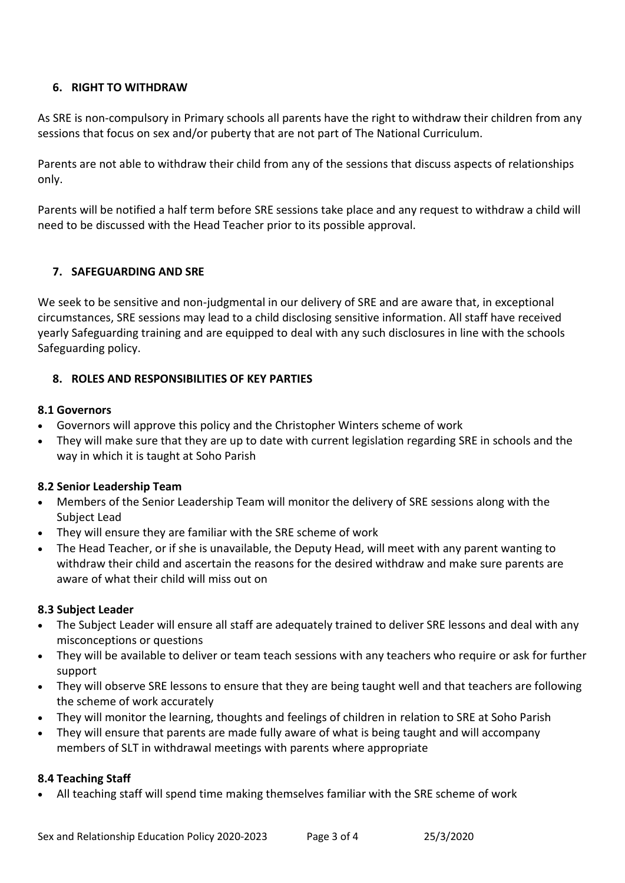## 6. RIGHT TO WITHDRAW

As SRE is non-compulsory in Primary schools all parents have the right to withdraw their children from any sessions that focus on sex and/or puberty that are not part of The National Curriculum.

Parents are not able to withdraw their child from any of the sessions that discuss aspects of relationships only.

Parents will be notified a half term before SRE sessions take place and any request to withdraw a child will need to be discussed with the Head Teacher prior to its possible approval.

## 7. SAFEGUARDING AND SRE

We seek to be sensitive and non-judgmental in our delivery of SRE and are aware that, in exceptional circumstances, SRE sessions may lead to a child disclosing sensitive information. All staff have received yearly Safeguarding training and are equipped to deal with any such disclosures in line with the schools Safeguarding policy.

## 8. ROLES AND RESPONSIBILITIES OF KEY PARTIES

### 8.1 Governors

- Governors will approve this policy and the Christopher Winters scheme of work
- They will make sure that they are up to date with current legislation regarding SRE in schools and the way in which it is taught at Soho Parish

### 8.2 Senior Leadership Team

- Members of the Senior Leadership Team will monitor the delivery of SRE sessions along with the Subject Lead
- They will ensure they are familiar with the SRE scheme of work
- The Head Teacher, or if she is unavailable, the Deputy Head, will meet with any parent wanting to withdraw their child and ascertain the reasons for the desired withdraw and make sure parents are aware of what their child will miss out on

### 8.3 Subject Leader

- The Subject Leader will ensure all staff are adequately trained to deliver SRE lessons and deal with any misconceptions or questions
- They will be available to deliver or team teach sessions with any teachers who require or ask for further support
- They will observe SRE lessons to ensure that they are being taught well and that teachers are following the scheme of work accurately
- They will monitor the learning, thoughts and feelings of children in relation to SRE at Soho Parish
- They will ensure that parents are made fully aware of what is being taught and will accompany members of SLT in withdrawal meetings with parents where appropriate

### 8.4 Teaching Staff

- All teaching staff will spend time making themselves familiar with the SRE scheme of work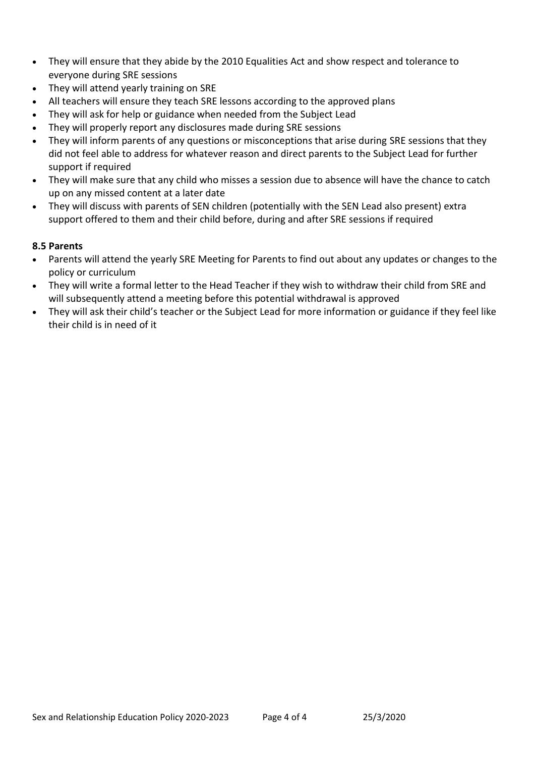- They will ensure that they abide by the 2010 Equalities Act and show respect and tolerance to everyone during SRE sessions
- They will attend yearly training on SRE
- All teachers will ensure they teach SRE lessons according to the approved plans
- They will ask for help or guidance when needed from the Subject Lead
- They will properly report any disclosures made during SRE sessions
- They will inform parents of any questions or misconceptions that arise during SRE sessions that they did not feel able to address for whatever reason and direct parents to the Subject Lead for further support if required
- They will make sure that any child who misses a session due to absence will have the chance to catch up on any missed content at a later date
- They will discuss with parents of SEN children (potentially with the SEN Lead also present) extra support offered to them and their child before, during and after SRE sessions if required

**8.5 Parents**

- Parents will attend the yearly SRE Meeting for Parents to find out about any updates or changes to the policy or curriculum
- They will write a formal letter to the Head Teacher if they wish to withdraw their child from SRE and will subsequently attend a meeting before this potential withdrawal is approved
- They will ask their child's teacher or the Subject Lead for more information or guidance if they feel like their child is in need of it